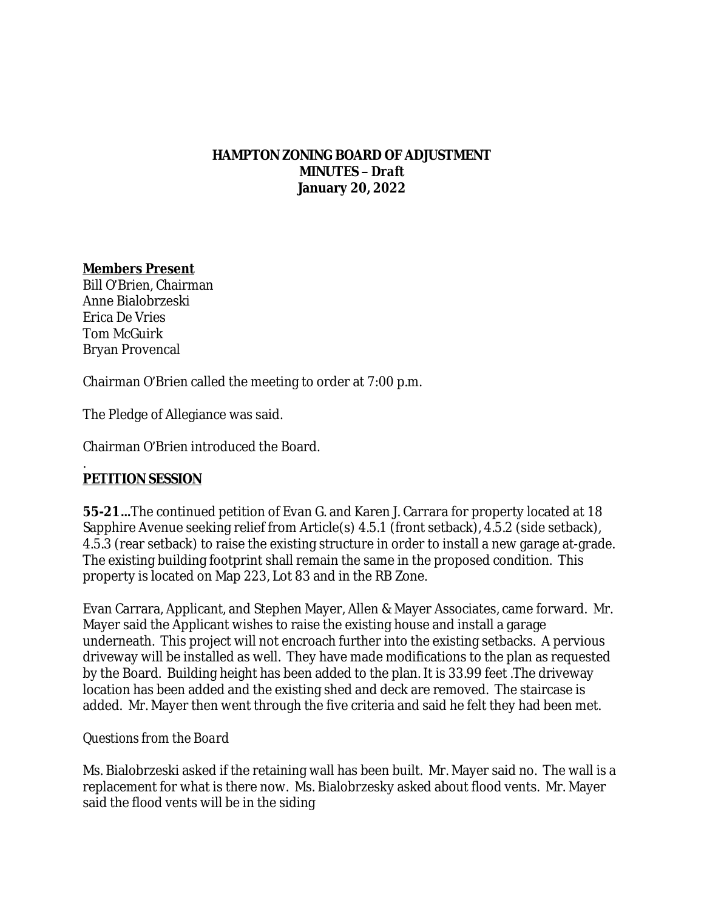# HAMPTON ZONING BOARD OF ADJUSTMENT
## MINUTES – Draft
## January 20, 2022

**Members Present**
Bill O'Brien, Chairman
Anne Bialobrzeski
Erica De Vries
Tom McGuirk
Bryan Provencal

Chairman O'Brien called the meeting to order at 7:00 p.m.

The Pledge of Allegiance was said.

Chairman O'Brien introduced the Board.

.
**PETITION SESSION**

**55-21…**The continued petition of Evan G. and Karen J. Carrara for property located at 18 Sapphire Avenue seeking relief from Article(s) 4.5.1 (front setback), 4.5.2 (side setback), 4.5.3 (rear setback) to raise the existing structure in order to install a new garage at-grade. The existing building footprint shall remain the same in the proposed condition. This property is located on Map 223, Lot 83 and in the RB Zone.

Evan Carrara, Applicant, and Stephen Mayer, Allen & Mayer Associates, came forward. Mr. Mayer said the Applicant wishes to raise the existing house and install a garage underneath. This project will not encroach further into the existing setbacks. A pervious driveway will be installed as well. They have made modifications to the plan as requested by the Board. Building height has been added to the plan. It is 33.99 feet .The driveway location has been added and the existing shed and deck are removed. The staircase is added. Mr. Mayer then went through the five criteria and said he felt they had been met.

*Questions from the Board*

Ms. Bialobrzeski asked if the retaining wall has been built. Mr. Mayer said no. The wall is a replacement for what is there now. Ms. Bialobrzesky asked about flood vents. Mr. Mayer said the flood vents will be in the siding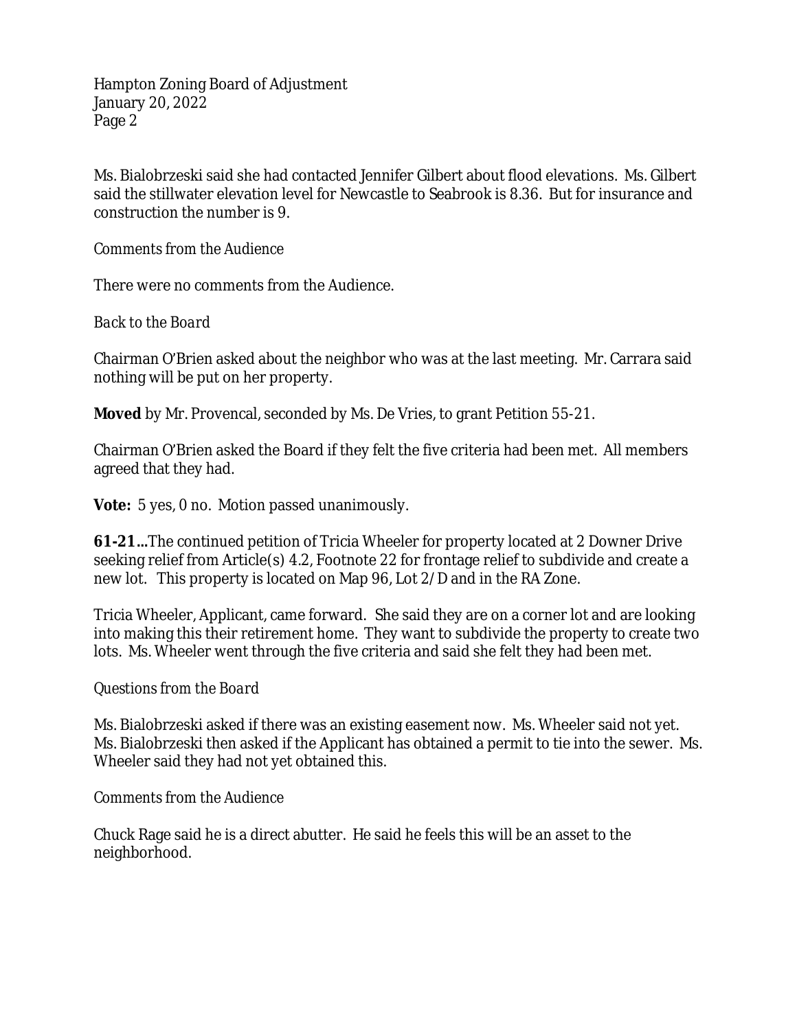Ms. Bialobrzeski said she had contacted Jennifer Gilbert about flood elevations. Ms. Gilbert said the stillwater elevation level for Newcastle to Seabrook is 8.36. But for insurance and construction the number is 9.

*Comments from the Audience*

There were no comments from the Audience.

*Back to the Board*

Chairman O'Brien asked about the neighbor who was at the last meeting. Mr. Carrara said nothing will be put on her property.

**Moved** by Mr. Provencal, seconded by Ms. De Vries, to grant Petition 55-21.

Chairman O'Brien asked the Board if they felt the five criteria had been met. All members agreed that they had.

**Vote:** 5 yes, 0 no. Motion passed unanimously.

**61-21…**The continued petition of Tricia Wheeler for property located at 2 Downer Drive seeking relief from Article(s) 4.2, Footnote 22 for frontage relief to subdivide and create a new lot. This property is located on Map 96, Lot 2/D and in the RA Zone.

Tricia Wheeler, Applicant, came forward. She said they are on a corner lot and are looking into making this their retirement home. They want to subdivide the property to create two lots. Ms. Wheeler went through the five criteria and said she felt they had been met.

*Questions from the Board*

Ms. Bialobrzeski asked if there was an existing easement now. Ms. Wheeler said not yet. Ms. Bialobrzeski then asked if the Applicant has obtained a permit to tie into the sewer. Ms. Wheeler said they had not yet obtained this.

*Comments from the Audience*

Chuck Rage said he is a direct abutter. He said he feels this will be an asset to the neighborhood.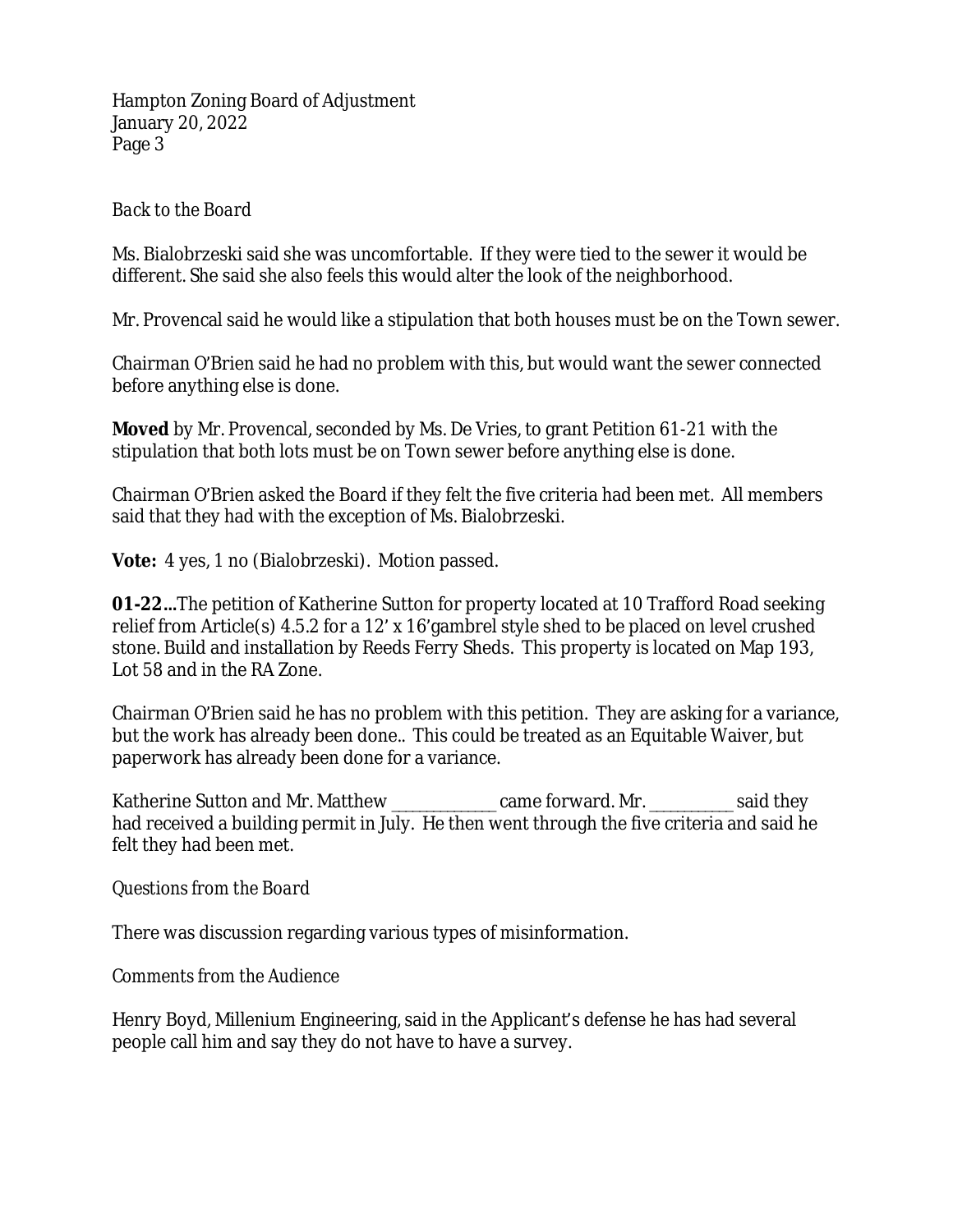*Back to the Board*

Ms. Bialobrzeski said she was uncomfortable. If they were tied to the sewer it would be different. She said she also feels this would alter the look of the neighborhood.

Mr. Provencal said he would like a stipulation that both houses must be on the Town sewer.

Chairman O'Brien said he had no problem with this, but would want the sewer connected before anything else is done.

**Moved** by Mr. Provencal, seconded by Ms. De Vries, to grant Petition 61-21 with the stipulation that both lots must be on Town sewer before anything else is done.

Chairman O'Brien asked the Board if they felt the five criteria had been met. All members said that they had with the exception of Ms. Bialobrzeski.

**Vote:** 4 yes, 1 no (Bialobrzeski). Motion passed.

**01-22…**The petition of Katherine Sutton for property located at 10 Trafford Road seeking relief from Article(s) 4.5.2 for a 12' x 16'gambrel style shed to be placed on level crushed stone. Build and installation by Reeds Ferry Sheds. This property is located on Map 193, Lot 58 and in the RA Zone.

Chairman O'Brien said he has no problem with this petition. They are asking for a variance, but the work has already been done.. This could be treated as an Equitable Waiver, but paperwork has already been done for a variance.

Katherine Sutton and Mr. Matthew _____________ came forward. Mr. __________ said they had received a building permit in July. He then went through the five criteria and said he felt they had been met.

*Questions from the Board*

There was discussion regarding various types of misinformation.

*Comments from the Audience*

Henry Boyd, Millenium Engineering, said in the Applicant's defense he has had several people call him and say they do not have to have a survey.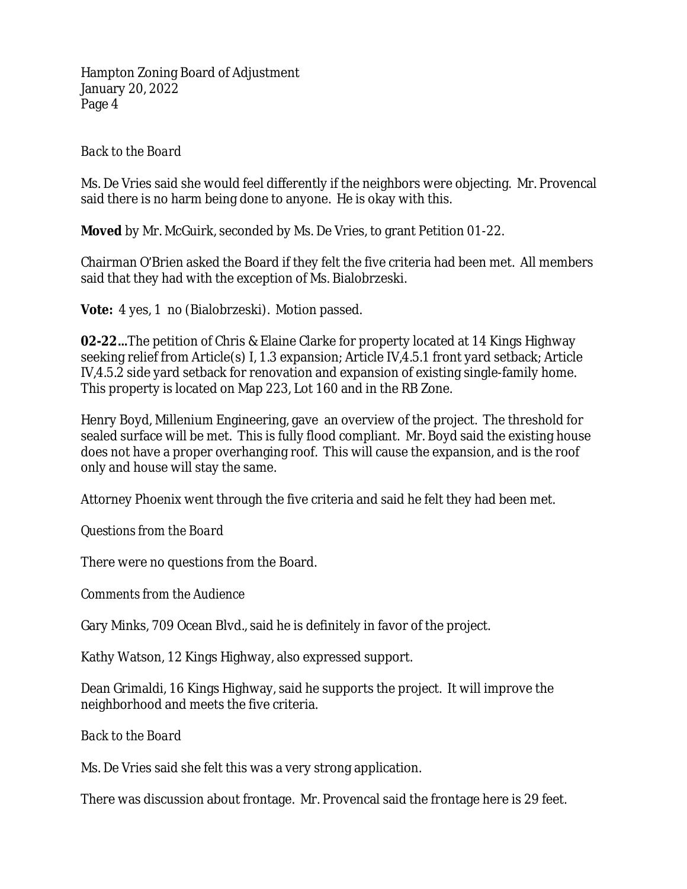*Back to the Board*

Ms. De Vries said she would feel differently if the neighbors were objecting. Mr. Provencal said there is no harm being done to anyone. He is okay with this.

**Moved** by Mr. McGuirk, seconded by Ms. De Vries, to grant Petition 01-22.

Chairman O'Brien asked the Board if they felt the five criteria had been met. All members said that they had with the exception of Ms. Bialobrzeski.

**Vote:** 4 yes, 1 no (Bialobrzeski). Motion passed.

**02-22…**The petition of Chris & Elaine Clarke for property located at 14 Kings Highway seeking relief from Article(s) I, 1.3 expansion; Article IV,4.5.1 front yard setback; Article IV,4.5.2 side yard setback for renovation and expansion of existing single-family home. This property is located on Map 223, Lot 160 and in the RB Zone.

Henry Boyd, Millenium Engineering, gave an overview of the project. The threshold for sealed surface will be met. This is fully flood compliant. Mr. Boyd said the existing house does not have a proper overhanging roof. This will cause the expansion, and is the roof only and house will stay the same.

Attorney Phoenix went through the five criteria and said he felt they had been met.

*Questions from the Board*

There were no questions from the Board.

*Comments from the Audience*

Gary Minks, 709 Ocean Blvd., said he is definitely in favor of the project.

Kathy Watson, 12 Kings Highway, also expressed support.

Dean Grimaldi, 16 Kings Highway, said he supports the project. It will improve the neighborhood and meets the five criteria.

*Back to the Board*

Ms. De Vries said she felt this was a very strong application.

There was discussion about frontage. Mr. Provencal said the frontage here is 29 feet.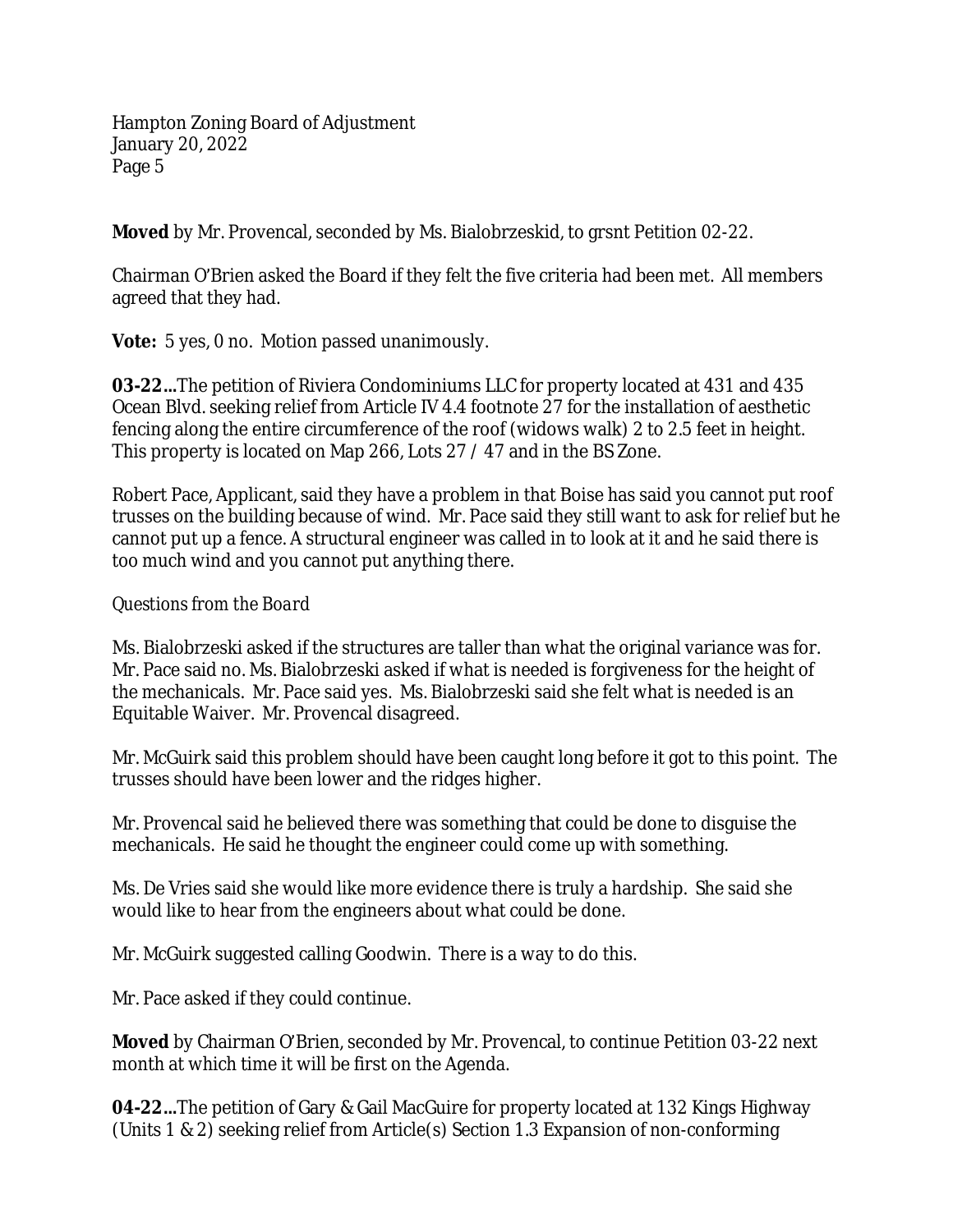**Moved** by Mr. Provencal, seconded by Ms. Bialobrzeskid, to grsnt Petition 02-22.

Chairman O'Brien asked the Board if they felt the five criteria had been met. All members agreed that they had.

**Vote:** 5 yes, 0 no. Motion passed unanimously.

**03-22…**The petition of Riviera Condominiums LLC for property located at 431 and 435 Ocean Blvd. seeking relief from Article IV 4.4 footnote 27 for the installation of aesthetic fencing along the entire circumference of the roof (widows walk) 2 to 2.5 feet in height. This property is located on Map 266, Lots 27 / 47 and in the BS Zone.

Robert Pace, Applicant, said they have a problem in that Boise has said you cannot put roof trusses on the building because of wind. Mr. Pace said they still want to ask for relief but he cannot put up a fence. A structural engineer was called in to look at it and he said there is too much wind and you cannot put anything there.

*Questions from the Board*

Ms. Bialobrzeski asked if the structures are taller than what the original variance was for. Mr. Pace said no. Ms. Bialobrzeski asked if what is needed is forgiveness for the height of the mechanicals. Mr. Pace said yes. Ms. Bialobrzeski said she felt what is needed is an Equitable Waiver. Mr. Provencal disagreed.

Mr. McGuirk said this problem should have been caught long before it got to this point. The trusses should have been lower and the ridges higher.

Mr. Provencal said he believed there was something that could be done to disguise the mechanicals. He said he thought the engineer could come up with something.

Ms. De Vries said she would like more evidence there is truly a hardship. She said she would like to hear from the engineers about what could be done.

Mr. McGuirk suggested calling Goodwin. There is a way to do this.

Mr. Pace asked if they could continue.

**Moved** by Chairman O'Brien, seconded by Mr. Provencal, to continue Petition 03-22 next month at which time it will be first on the Agenda.

**04-22…**The petition of Gary & Gail MacGuire for property located at 132 Kings Highway (Units 1 & 2) seeking relief from Article(s) Section 1.3 Expansion of non-conforming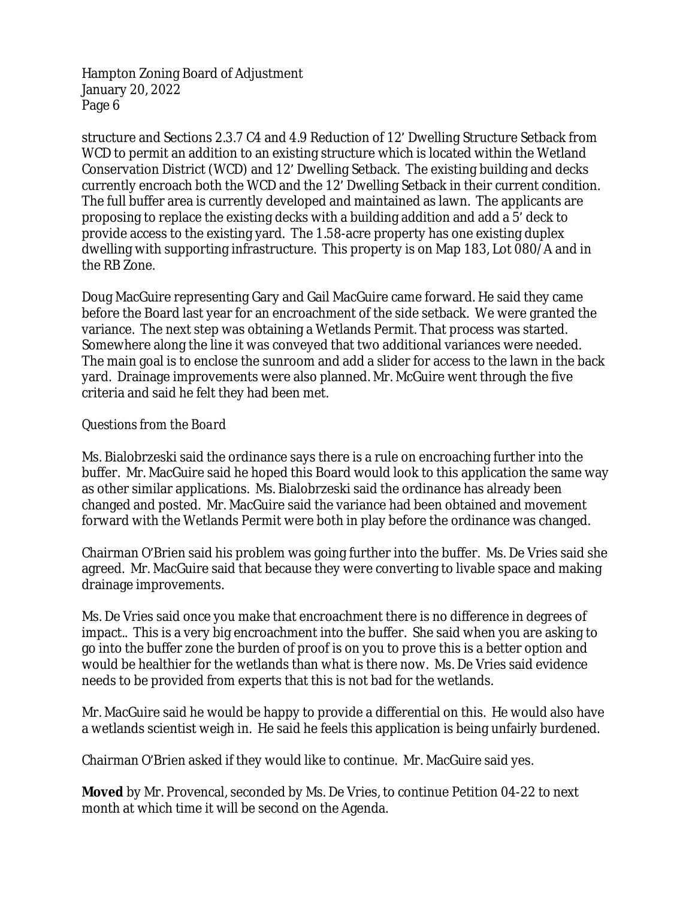structure and Sections 2.3.7 C4 and 4.9 Reduction of 12' Dwelling Structure Setback from WCD to permit an addition to an existing structure which is located within the Wetland Conservation District (WCD) and 12' Dwelling Setback. The existing building and decks currently encroach both the WCD and the 12' Dwelling Setback in their current condition. The full buffer area is currently developed and maintained as lawn. The applicants are proposing to replace the existing decks with a building addition and add a 5' deck to provide access to the existing yard. The 1.58-acre property has one existing duplex dwelling with supporting infrastructure. This property is on Map 183, Lot 080/A and in the RB Zone.

Doug MacGuire representing Gary and Gail MacGuire came forward. He said they came before the Board last year for an encroachment of the side setback. We were granted the variance. The next step was obtaining a Wetlands Permit. That process was started. Somewhere along the line it was conveyed that two additional variances were needed. The main goal is to enclose the sunroom and add a slider for access to the lawn in the back yard. Drainage improvements were also planned. Mr. McGuire went through the five criteria and said he felt they had been met.

*Questions from the Board*

Ms. Bialobrzeski said the ordinance says there is a rule on encroaching further into the buffer. Mr. MacGuire said he hoped this Board would look to this application the same way as other similar applications. Ms. Bialobrzeski said the ordinance has already been changed and posted. Mr. MacGuire said the variance had been obtained and movement forward with the Wetlands Permit were both in play before the ordinance was changed.

Chairman O'Brien said his problem was going further into the buffer. Ms. De Vries said she agreed. Mr. MacGuire said that because they were converting to livable space and making drainage improvements.

Ms. De Vries said once you make that encroachment there is no difference in degrees of impact.. This is a very big encroachment into the buffer. She said when you are asking to go into the buffer zone the burden of proof is on you to prove this is a better option and would be healthier for the wetlands than what is there now. Ms. De Vries said evidence needs to be provided from experts that this is not bad for the wetlands.

Mr. MacGuire said he would be happy to provide a differential on this. He would also have a wetlands scientist weigh in. He said he feels this application is being unfairly burdened.

Chairman O'Brien asked if they would like to continue. Mr. MacGuire said yes.

**Moved** by Mr. Provencal, seconded by Ms. De Vries, to continue Petition 04-22 to next month at which time it will be second on the Agenda.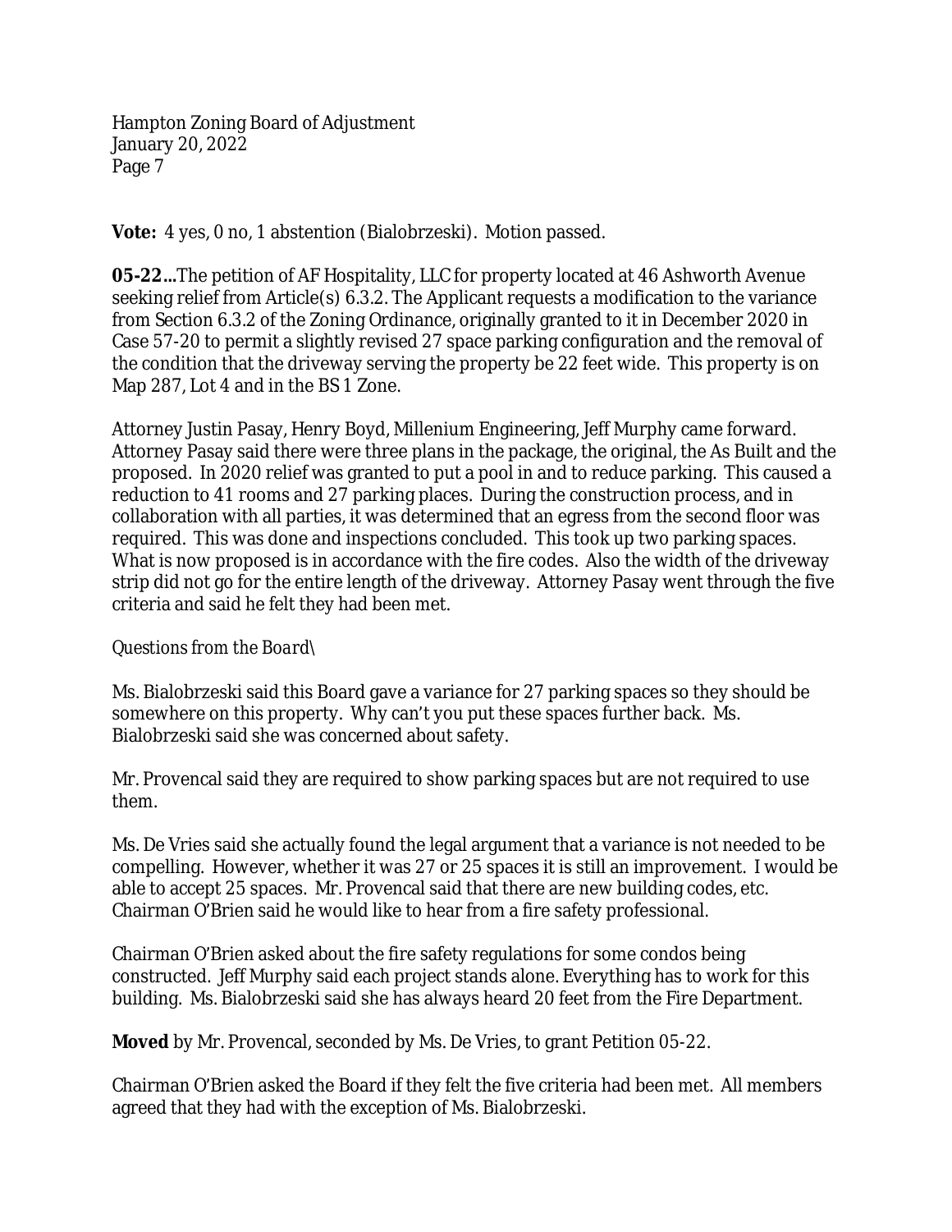**Vote:** 4 yes, 0 no, 1 abstention (Bialobrzeski). Motion passed.

**05-22...**The petition of AF Hospitality, LLC for property located at 46 Ashworth Avenue seeking relief from Article(s) 6.3.2. The Applicant requests a modification to the variance from Section 6.3.2 of the Zoning Ordinance, originally granted to it in December 2020 in Case 57-20 to permit a slightly revised 27 space parking configuration and the removal of the condition that the driveway serving the property be 22 feet wide. This property is on Map 287, Lot 4 and in the BS 1 Zone.

Attorney Justin Pasay, Henry Boyd, Millenium Engineering, Jeff Murphy came forward. Attorney Pasay said there were three plans in the package, the original, the As Built and the proposed. In 2020 relief was granted to put a pool in and to reduce parking. This caused a reduction to 41 rooms and 27 parking places. During the construction process, and in collaboration with all parties, it was determined that an egress from the second floor was required. This was done and inspections concluded. This took up two parking spaces. What is now proposed is in accordance with the fire codes. Also the width of the driveway strip did not go for the entire length of the driveway. Attorney Pasay went through the five criteria and said he felt they had been met.

*Questions from the Board\*

Ms. Bialobrzeski said this Board gave a variance for 27 parking spaces so they should be somewhere on this property. Why can't you put these spaces further back. Ms. Bialobrzeski said she was concerned about safety.

Mr. Provencal said they are required to show parking spaces but are not required to use them.

Ms. De Vries said she actually found the legal argument that a variance is not needed to be compelling. However, whether it was 27 or 25 spaces it is still an improvement. I would be able to accept 25 spaces. Mr. Provencal said that there are new building codes, etc. Chairman O'Brien said he would like to hear from a fire safety professional.

Chairman O'Brien asked about the fire safety regulations for some condos being constructed. Jeff Murphy said each project stands alone. Everything has to work for this building. Ms. Bialobrzeski said she has always heard 20 feet from the Fire Department.

**Moved** by Mr. Provencal, seconded by Ms. De Vries, to grant Petition 05-22.

Chairman O'Brien asked the Board if they felt the five criteria had been met. All members agreed that they had with the exception of Ms. Bialobrzeski.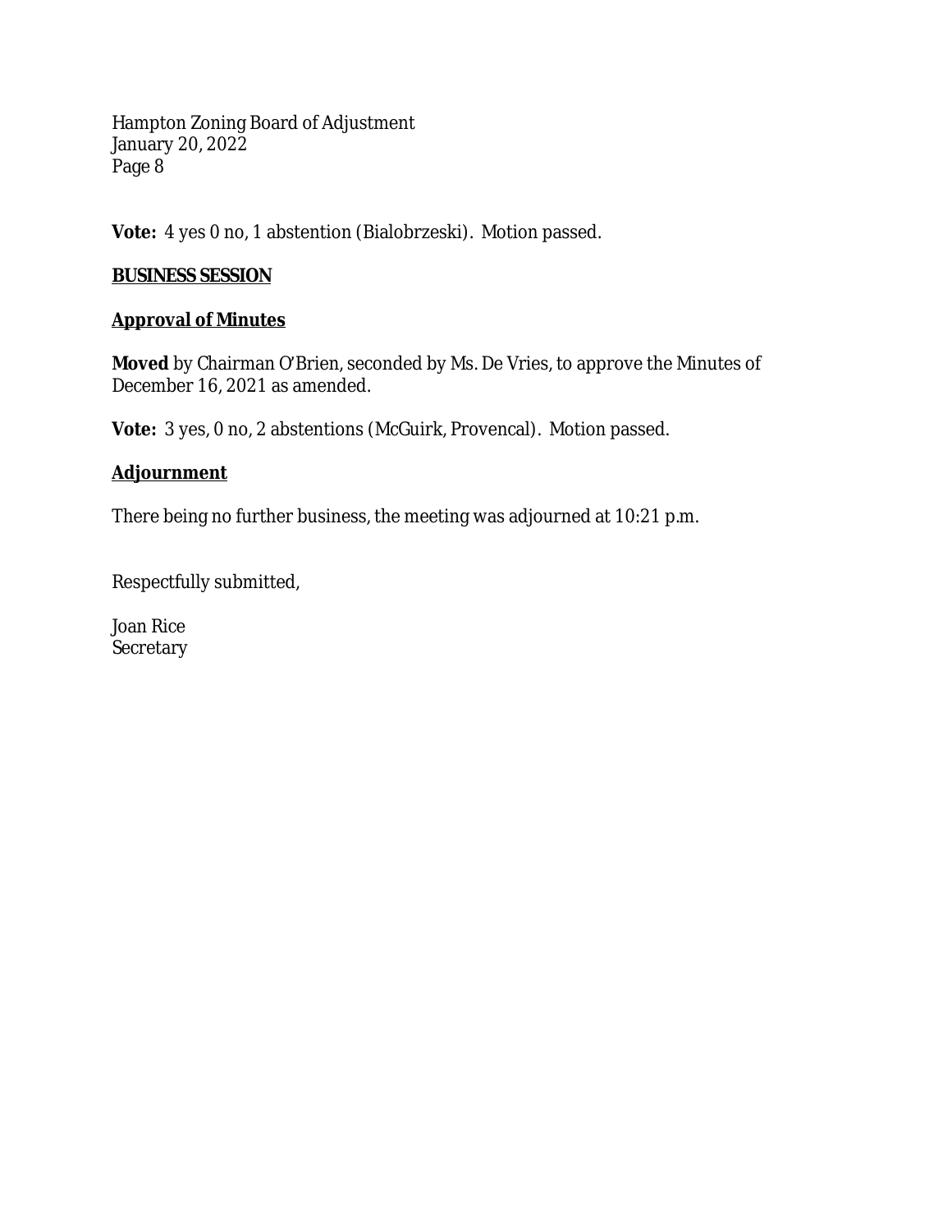**Vote:** 4 yes 0 no, 1 abstention (Bialobrzeski). Motion passed.

## BUSINESS SESSION

### Approval of Minutes

**Moved** by Chairman O'Brien, seconded by Ms. De Vries, to approve the Minutes of December 16, 2021 as amended.

**Vote:** 3 yes, 0 no, 2 abstentions (McGuirk, Provencal). Motion passed.

### Adjournment

There being no further business, the meeting was adjourned at 10:21 p.m.

Respectfully submitted,

Joan Rice
Secretary